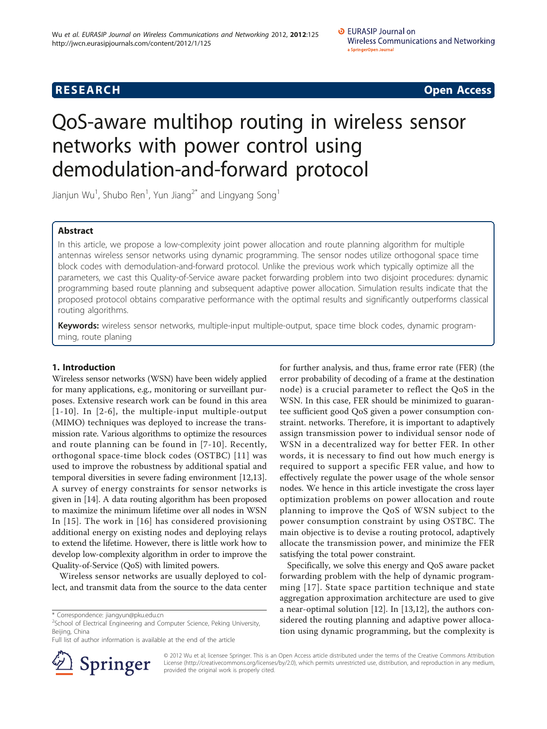RESEARCH Open Access

# QoS-aware multihop routing in wireless sensor networks with power control using demodulation-and-forward protocol

Jianjun Wu[1], Shubo Ren[1], Yun Jiang[2*] and Lingyang Song[1]

## Abstract

In this article, we propose a low-complexity joint power allocation and route planning algorithm for multiple antennas wireless sensor networks using dynamic programming. The sensor nodes utilize orthogonal space time block codes with demodulation-and-forward protocol. Unlike the previous work which typically optimize all the parameters, we cast this Quality-of-Service aware packet forwarding problem into two disjoint procedures: dynamic programming based route planning and subsequent adaptive power allocation. Simulation results indicate that the proposed protocol obtains comparative performance with the optimal results and significantly outperforms classical routing algorithms.

**Keywords:** wireless sensor networks, multiple-input multiple-output, space time block codes, dynamic programming, route planing

## 1. Introduction

Wireless sensor networks (WSN) have been widely applied for many applications, e.g., monitoring or surveillant purposes. Extensive research work can be found in this area [1-10]. In [2-6], the multiple-input multiple-output (MIMO) techniques was deployed to increase the transmission rate. Various algorithms to optimize the resources and route planning can be found in [7-10]. Recently, orthogonal space-time block codes (OSTBC) [11] was used to improve the robustness by additional spatial and temporal diversities in severe fading environment [12,13]. A survey of energy constraints for sensor networks is given in [14]. A data routing algorithm has been proposed to maximize the minimum lifetime over all nodes in WSN In [15]. The work in [16] has considered provisioning additional energy on existing nodes and deploying relays to extend the lifetime. However, there is little work how to develop low-complexity algorithm in order to improve the Quality-of-Service (QoS) with limited powers.

Wireless sensor networks are usually deployed to collect, and transmit data from the source to the data center for further analysis, and thus, frame error rate (FER) (the error probability of decoding of a frame at the destination node) is a crucial parameter to reflect the QoS in the WSN. In this case, FER should be minimized to guarantee sufficient good QoS given a power consumption constraint. networks. Therefore, it is important to adaptively assign transmission power to individual sensor node of WSN in a decentralized way for better FER. In other words, it is necessary to find out how much energy is required to support a specific FER value, and how to effectively regulate the power usage of the whole sensor nodes. We hence in this article investigate the cross layer optimization problems on power allocation and route planning to improve the QoS of WSN subject to the power consumption constraint by using OSTBC. The main objective is to devise a routing protocol, adaptively allocate the transmission power, and minimize the FER satisfying the total power constraint.

Specifically, we solve this energy and QoS aware packet forwarding problem with the help of dynamic programming [17]. State space partition technique and state aggregation approximation architecture are used to give a near-optimal solution [12]. In [13,12], the authors considered the routing planning and adaptive power allocation using dynamic programming, but the complexity is

\* Correspondence: jiangyun@pku.edu.cn
[2]School of Electrical Engineering and Computer Science, Peking University, Beijing, China
Full list of author information is available at the end of the article

© 2012 Wu et al; licensee Springer. This is an Open Access article distributed under the terms of the Creative Commons Attribution License (http://creativecommons.org/licenses/by/2.0), which permits unrestricted use, distribution, and reproduction in any medium, provided the original work is properly cited.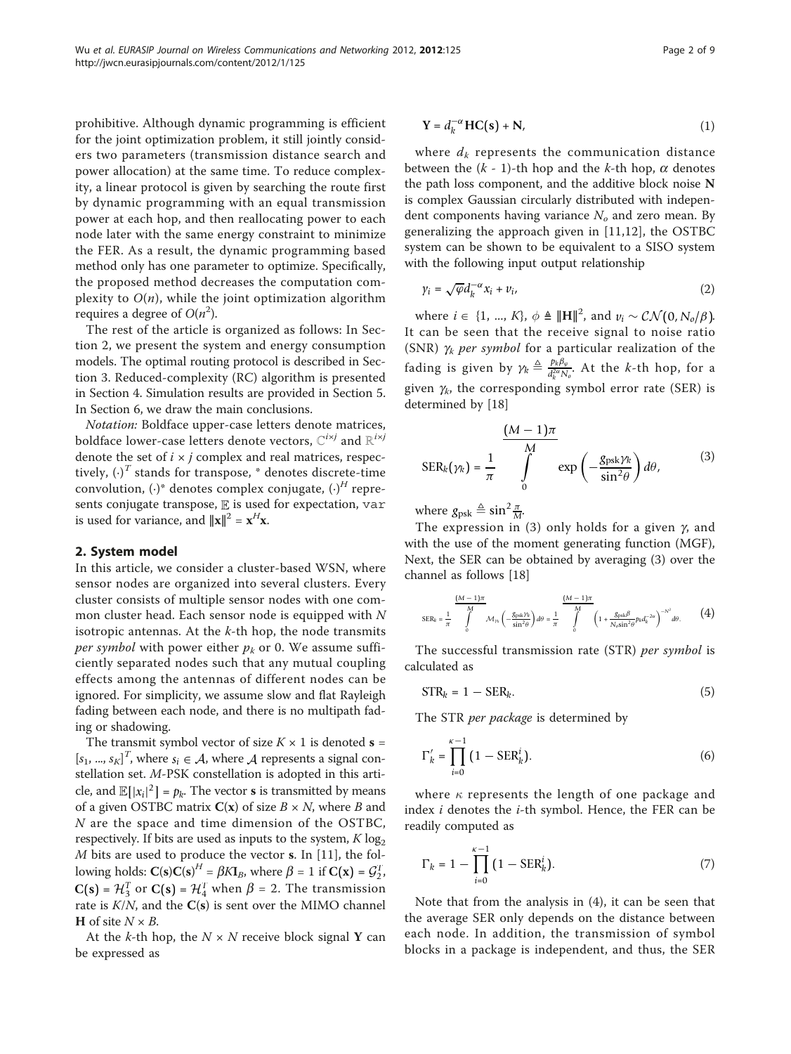prohibitive. Although dynamic programming is efficient for the joint optimization problem, it still jointly considers two parameters (transmission distance search and power allocation) at the same time. To reduce complexity, a linear protocol is given by searching the route first by dynamic programming with an equal transmission power at each hop, and then reallocating power to each node later with the same energy constraint to minimize the FER. As a result, the dynamic programming based method only has one parameter to optimize. Specifically, the proposed method decreases the computation complexity to $O(n)$, while the joint optimization algorithm requires a degree of $O(n^2)$.

The rest of the article is organized as follows: In Section 2, we present the system and energy consumption models. The optimal routing protocol is described in Section 3. Reduced-complexity (RC) algorithm is presented in Section 4. Simulation results are provided in Section 5. In Section 6, we draw the main conclusions.

*Notation:* Boldface upper-case letters denote matrices, boldface lower-case letters denote vectors, $\mathbb{C}^{i\times j}$ and $\mathbb{R}^{i\times j}$ denote the set of $i \times j$ complex and real matrices, respectively, $(\cdot)^T$ stands for transpose, * denotes discrete-time convolution, $(\cdot)^*$ denotes complex conjugate, $(\cdot)^H$ represents conjugate transpose, $\mathbb{E}$ is used for expectation, var is used for variance, and $\|\mathbf{x}\|^2 = \mathbf{x}^H\mathbf{x}$.

## 2. System model

In this article, we consider a cluster-based WSN, where sensor nodes are organized into several clusters. Every cluster consists of multiple sensor nodes with one common cluster head. Each sensor node is equipped with $N$ isotropic antennas. At the $k$-th hop, the node transmits *per symbol* with power either $p_k$ or 0. We assume sufficiently separated nodes such that any mutual coupling effects among the antennas of different nodes can be ignored. For simplicity, we assume slow and flat Rayleigh fading between each node, and there is no multipath fading or shadowing.

The transmit symbol vector of size $K \times 1$ is denoted $\mathbf{s} = [s_1, ..., s_K]^T$, where $s_i \in \mathcal{A}$, where $\mathcal{A}$ represents a signal constellation set. $M$-PSK constellation is adopted in this article, and $\mathbb{E}[|x_i|^2] = p_k$. The vector $\mathbf{s}$ is transmitted by means of a given OSTBC matrix $\mathbf{C}(\mathbf{x})$ of size $B \times N$, where $B$ and $N$ are the space and time dimension of the OSTBC, respectively. If bits are used as inputs to the system, $K \log_2 M$ bits are used to produce the vector $\mathbf{s}$. In [11], the following holds: $\mathbf{C}(\mathbf{s})\mathbf{C}(\mathbf{s})^H = \beta K \mathbf{I}_B$, where $\beta = 1$ if $\mathbf{C}(\mathbf{x}) = \mathcal{G}_2^T$, $\mathbf{C}(\mathbf{s}) = \mathcal{H}_3^T$ or $\mathbf{C}(\mathbf{s}) = \mathcal{H}_4^T$ when $\beta = 2$. The transmission rate is $K/N$, and the $\mathbf{C}(\mathbf{s})$ is sent over the MIMO channel $\mathbf{H}$ of site $N \times B$.

At the $k$-th hop, the $N \times N$ receive block signal $\mathbf{Y}$ can be expressed as

$$\mathbf{Y} = d_k^{-\alpha}\mathbf{H}\mathbf{C}(\mathbf{s}) + \mathbf{N}, \tag{1}$$

where $d_k$ represents the communication distance between the ($k$ - 1)-th hop and the $k$-th hop, $\alpha$ denotes the path loss component, and the additive block noise $\mathbf{N}$ is complex Gaussian circularly distributed with independent components having variance $N_o$ and zero mean. By generalizing the approach given in [11,12], the OSTBC system can be shown to be equivalent to a SISO system with the following input output relationship

$$y_i = \sqrt{\varphi} d_k^{-\alpha} x_i + v_i, \tag{2}$$

where $i \in \{1, ..., K\}$, $\phi \triangleq \|\mathbf{H}\|^2$, and $v_i \sim \mathcal{CN}(0, N_o/\beta)$. It can be seen that the receive signal to noise ratio (SNR) $\gamma_k$ *per symbol* for a particular realization of the fading is given by $\gamma_k \triangleq \frac{p_k \beta_\varphi}{d_k^{2\alpha} N_o}$. At the $k$-th hop, for a given $\gamma_k$, the corresponding symbol error rate (SER) is determined by [18]

$$\mathrm{SER}_k(\gamma_k) = \frac{1}{\pi} \int_0^{\frac{(M-1)\pi}{M}} \exp\left(-\frac{g_{\mathrm{psk}}\gamma_k}{\sin^2\theta}\right) d\theta, \tag{3}$$

where $g_{\mathrm{psk}} \triangleq \sin^2 \frac{\pi}{M}$.

The expression in (3) only holds for a given $\gamma$, and with the use of the moment generating function (MGF), Next, the SER can be obtained by averaging (3) over the channel as follows [18]

$$\mathrm{SER}_k = \frac{1}{\pi} \int_0^{\frac{(M-1)\pi}{M}} \mathcal{M}_{\gamma_k}\left(-\frac{g_{\mathrm{psk}}\gamma_k}{\sin^2\theta}\right) d\theta = \frac{1}{\pi} \int_0^{\frac{(M-1)\pi}{M}} \left(1 + \frac{g_{\mathrm{psk}}\beta}{N_o \sin^2\theta} p_k d_k^{-2\alpha}\right)^{-N^2} d\theta. \tag{4}$$

The successful transmission rate (STR) *per symbol* is calculated as

$$\mathrm{STR}_k = 1 - \mathrm{SER}_k. \tag{5}$$

The STR *per package* is determined by

$$\Gamma_k' = \prod_{i=0}^{\kappa-1} \left(1 - \mathrm{SER}_k^i\right). \tag{6}$$

where $\kappa$ represents the length of one package and index $i$ denotes the $i$-th symbol. Hence, the FER can be readily computed as

$$\Gamma_k = 1 - \prod_{i=0}^{\kappa-1} \left(1 - \mathrm{SER}_k^i\right). \tag{7}$$

Note that from the analysis in (4), it can be seen that the average SER only depends on the distance between each node. In addition, the transmission of symbol blocks in a package is independent, and thus, the SER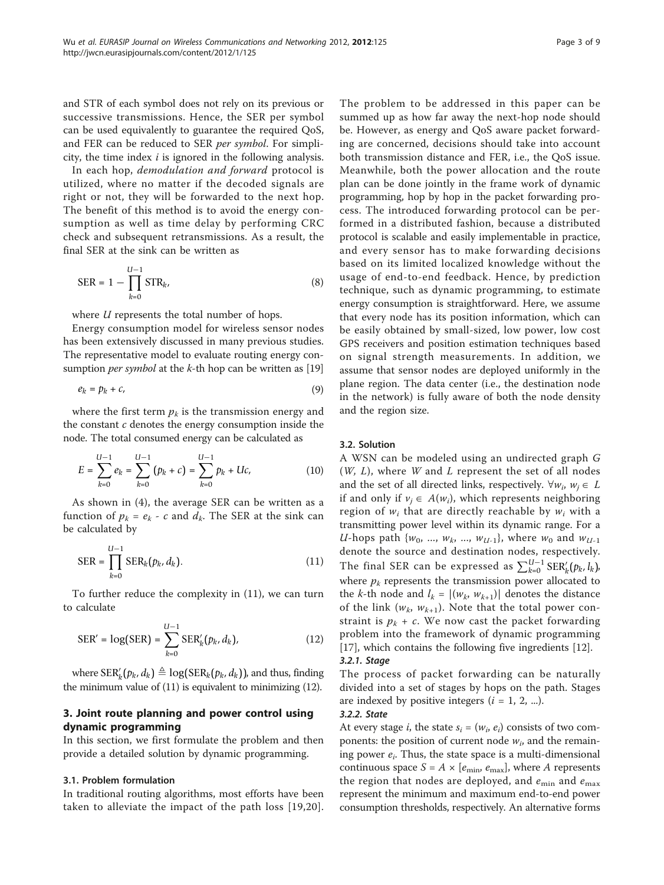and STR of each symbol does not rely on its previous or successive transmissions. Hence, the SER per symbol can be used equivalently to guarantee the required QoS, and FER can be reduced to SER *per symbol*. For simplicity, the time index $i$ is ignored in the following analysis.

In each hop, *demodulation and forward* protocol is utilized, where no matter if the decoded signals are right or not, they will be forwarded to the next hop. The benefit of this method is to avoid the energy consumption as well as time delay by performing CRC check and subsequent retransmissions. As a result, the final SER at the sink can be written as

$$\mathrm{SER} = 1 - \prod_{k=0}^{U-1} \mathrm{STR}_k, \tag{8}$$

where $U$ represents the total number of hops.

Energy consumption model for wireless sensor nodes has been extensively discussed in many previous studies. The representative model to evaluate routing energy consumption *per symbol* at the $k$-th hop can be written as [19]

$$e_k = p_k + c, \tag{9}$$

where the first term $p_k$ is the transmission energy and the constant $c$ denotes the energy consumption inside the node. The total consumed energy can be calculated as

$$E = \sum_{k=0}^{U-1} e_k = \sum_{k=0}^{U-1} (p_k + c) = \sum_{k=0}^{U-1} p_k + Uc, \tag{10}$$

As shown in (4), the average SER can be written as a function of $p_k = e_k - c$ and $d_k$. The SER at the sink can be calculated by

$$\mathrm{SER} = \prod_{k=0}^{U-1} \mathrm{SER}_k(p_k, d_k). \tag{11}$$

To further reduce the complexity in (11), we can turn to calculate

$$\mathrm{SER}' = \log(\mathrm{SER}) = \sum_{k=0}^{U-1} \mathrm{SER}'_k(p_k, d_k), \tag{12}$$

where $\mathrm{SER}'_k(p_k, d_k) \triangleq \log(\mathrm{SER}_k(p_k, d_k))$, and thus, finding the minimum value of (11) is equivalent to minimizing (12).

## 3. Joint route planning and power control using dynamic programming

In this section, we first formulate the problem and then provide a detailed solution by dynamic programming.

### 3.1. Problem formulation

In traditional routing algorithms, most efforts have been taken to alleviate the impact of the path loss [19,20]. The problem to be addressed in this paper can be summed up as how far away the next-hop node should be. However, as energy and QoS aware packet forwarding are concerned, decisions should take into account both transmission distance and FER, i.e., the QoS issue. Meanwhile, both the power allocation and the route plan can be done jointly in the frame work of dynamic programming, hop by hop in the packet forwarding process. The introduced forwarding protocol can be performed in a distributed fashion, because a distributed protocol is scalable and easily implementable in practice, and every sensor has to make forwarding decisions based on its limited localized knowledge without the usage of end-to-end feedback. Hence, by prediction technique, such as dynamic programming, to estimate energy consumption is straightforward. Here, we assume that every node has its position information, which can be easily obtained by small-sized, low power, low cost GPS receivers and position estimation techniques based on signal strength measurements. In addition, we assume that sensor nodes are deployed uniformly in the plane region. The data center (i.e., the destination node in the network) is fully aware of both the node density and the region size.

### 3.2. Solution

A WSN can be modeled using an undirected graph $G$ $(W, L)$, where $W$ and $L$ represent the set of all nodes and the set of all directed links, respectively. $\forall w_i, w_j \in L$ if and only if $v_j \in A(w_i)$, which represents neighboring region of $w_i$ that are directly reachable by $w_i$ with a transmitting power level within its dynamic range. For a $U$-hops path $\{w_0, \ldots, w_k, \ldots, w_{U-1}\}$, where $w_0$ and $w_{U-1}$ denote the source and destination nodes, respectively. The final SER can be expressed as $\sum_{k=0}^{U-1} \mathrm{SER}'_k(p_k, l_k)$, where $p_k$ represents the transmission power allocated to the $k$-th node and $l_k = |(w_k, w_{k+1})|$ denotes the distance of the link $(w_k, w_{k+1})$. Note that the total power constraint is $p_k + c$. We now cast the packet forwarding problem into the framework of dynamic programming [17], which contains the following five ingredients [12].

#### 3.2.1. Stage

The process of packet forwarding can be naturally divided into a set of stages by hops on the path. Stages are indexed by positive integers ($i$ = 1, 2, ...).

#### 3.2.2. State

At every stage $i$, the state $s_i = (w_i, e_i)$ consists of two components: the position of current node $w_i$, and the remaining power $e_i$. Thus, the state space is a multi-dimensional continuous space $S = A \times [e_{\min}, e_{\max}]$, where $A$ represents the region that nodes are deployed, and $e_{\min}$ and $e_{\max}$ represent the minimum and maximum end-to-end power consumption thresholds, respectively. An alternative forms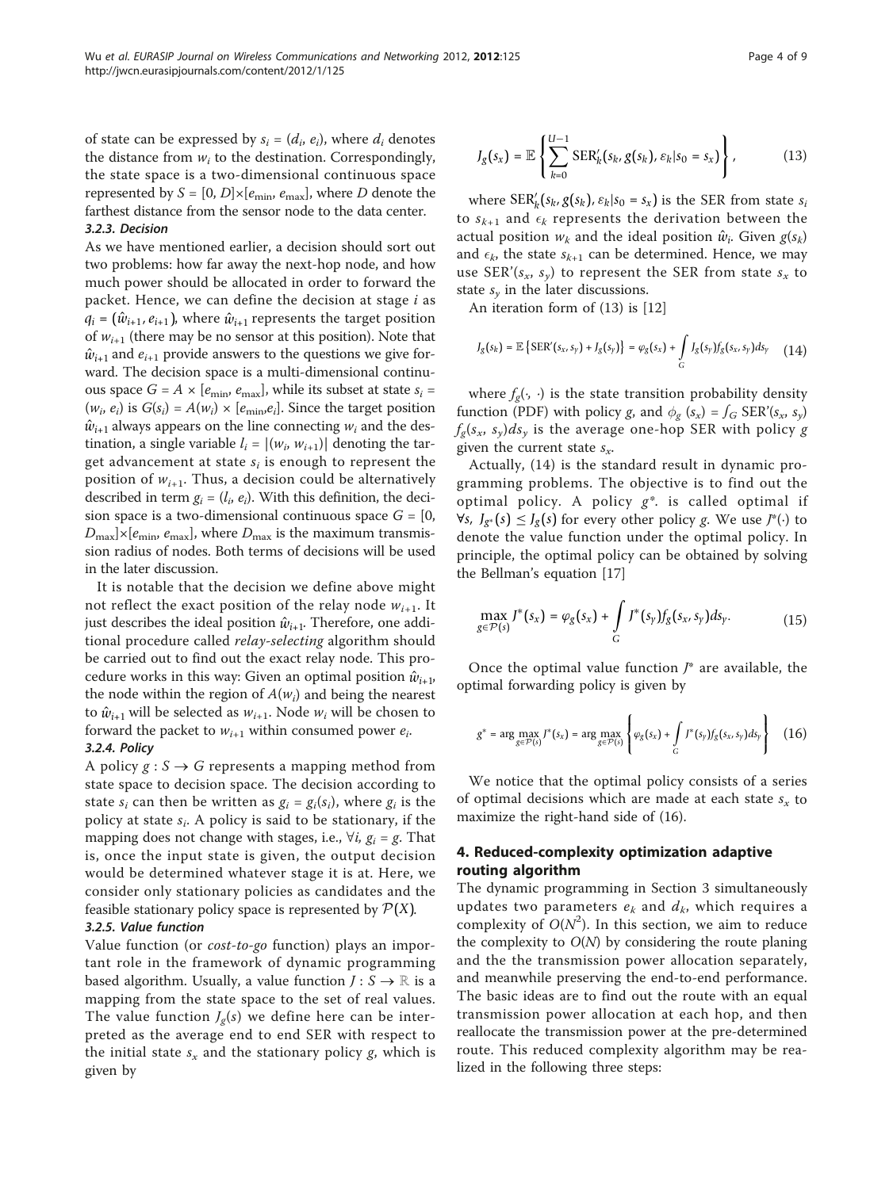of state can be expressed by $s_i = (d_i, e_i)$, where $d_i$ denotes the distance from $w_i$ to the destination. Correspondingly, the state space is a two-dimensional continuous space represented by $S = [0, D]\times[e_{\min}, e_{\max}]$, where $D$ denote the farthest distance from the sensor node to the data center.

#### 3.2.3. Decision

As we have mentioned earlier, a decision should sort out two problems: how far away the next-hop node, and how much power should be allocated in order to forward the packet. Hence, we can define the decision at stage $i$ as $q_i = (\hat{w}_{i+1}, e_{i+1})$, where $\hat{w}_{i+1}$ represents the target position of $w_{i+1}$ (there may be no sensor at this position). Note that $\hat{w}_{i+1}$ and $e_{i+1}$ provide answers to the questions we give forward. The decision space is a multi-dimensional continuous space $G = A \times [e_{\min}, e_{\max}]$, while its subset at state $s_i = (w_i, e_i)$ is $G(s_i) = A(w_i) \times [e_{\min}, e_i]$. Since the target position $\hat{w}_{i+1}$ always appears on the line connecting $w_i$ and the destination, a single variable $l_i = |(w_i, w_{i+1})|$ denoting the target advancement at state $s_i$ is enough to represent the position of $w_{i+1}$. Thus, a decision could be alternatively described in term $g_i = (l_i, e_i)$. With this definition, the decision space is a two-dimensional continuous space $G = [0, D_{\max}]\times[e_{\min}, e_{\max}]$, where $D_{\max}$ is the maximum transmission radius of nodes. Both terms of decisions will be used in the later discussion.

It is notable that the decision we define above might not reflect the exact position of the relay node $w_{i+1}$. It just describes the ideal position $\hat{w}_{i+1}$. Therefore, one additional procedure called *relay-selecting* algorithm should be carried out to find out the exact relay node. This procedure works in this way: Given an optimal position $\hat{w}_{i+1}$, the node within the region of $A(w_i)$ and being the nearest to $\hat{w}_{i+1}$ will be selected as $w_{i+1}$. Node $w_i$ will be chosen to forward the packet to $w_{i+1}$ within consumed power $e_i$.

#### 3.2.4. Policy

A policy $g : S \to G$ represents a mapping method from state space to decision space. The decision according to state $s_i$ can then be written as $g_i = g_i(s_i)$, where $g_i$ is the policy at state $s_i$. A policy is said to be stationary, if the mapping does not change with stages, i.e., $\forall i$, $g_i = g$. That is, once the input state is given, the output decision would be determined whatever stage it is at. Here, we consider only stationary policies as candidates and the feasible stationary policy space is represented by $\mathcal{P}(X)$.

#### 3.2.5. Value function

Value function (or *cost-to-go* function) plays an important role in the framework of dynamic programming based algorithm. Usually, a value function $J : S \to \mathbb{R}$ is a mapping from the state space to the set of real values. The value function $J_g(s)$ we define here can be interpreted as the average end to end SER with respect to the initial state $s_x$ and the stationary policy $g$, which is given by

$$J_g(s_x) = \mathbb{E}\left\{\sum_{k=0}^{U-1} \mathrm{SER}'_k(s_k, g(s_k), \varepsilon_k | s_0 = s_x)\right\}, \tag{13}$$

where $\mathrm{SER}'_k(s_k, g(s_k), \varepsilon_k | s_0 = s_x)$ is the SER from state $s_i$ to $s_{k+1}$ and $\epsilon_k$ represents the derivation between the actual position $w_k$ and the ideal position $\hat{w}_i$. Given $g(s_k)$ and $\epsilon_k$, the state $s_{k+1}$ can be determined. Hence, we may use $\mathrm{SER}'(s_x, s_y)$ to represent the SER from state $s_x$ to state $s_y$ in the later discussions.

An iteration form of (13) is [12]

$$J_g(s_k) = \mathbb{E}\left\{\mathrm{SER}'(s_x, s_y) + J_g(s_y)\right\} = \varphi_g(s_x) + \int_G J_g(s_y) f_g(s_x, s_y) ds_y \tag{14}$$

where $f_g(\cdot, \cdot)$ is the state transition probability density function (PDF) with policy $g$, and $\phi_g(s_x) = \int_G \mathrm{SER}'(s_x, s_y) f_g(s_x, s_y) ds_y$ is the average one-hop SER with policy $g$ given the current state $s_x$.

Actually, (14) is the standard result in dynamic programming problems. The objective is to find out the optimal policy. A policy $g^*$. is called optimal if $\forall s$, $J_{g^*}(s) \leq J_g(s)$ for every other policy $g$. We use $J^*(\cdot)$ to denote the value function under the optimal policy. In principle, the optimal policy can be obtained by solving the Bellman's equation [17]

$$\max_{g \in \mathcal{P}(s)} J^*(s_x) = \varphi_g(s_x) + \int_G J^*(s_y) f_g(s_x, s_y) ds_y. \tag{15}$$

Once the optimal value function $J^*$ are available, the optimal forwarding policy is given by

$$g^* = \arg\max_{g \in \mathcal{P}(s)} J^*(s_x) = \arg\max_{g \in \mathcal{P}(s)} \left\{\varphi_g(s_x) + \int_G J^*(s_y) f_g(s_x, s_y) ds_y\right\} \tag{16}$$

We notice that the optimal policy consists of a series of optimal decisions which are made at each state $s_x$ to maximize the right-hand side of (16).

## 4. Reduced-complexity optimization adaptive routing algorithm

The dynamic programming in Section 3 simultaneously updates two parameters $e_k$ and $d_k$, which requires a complexity of $O(N^2)$. In this section, we aim to reduce the complexity to $O(N)$ by considering the route planing and the the transmission power allocation separately, and meanwhile preserving the end-to-end performance. The basic ideas are to find out the route with an equal transmission power allocation at each hop, and then reallocate the transmission power at the pre-determined route. This reduced complexity algorithm may be realized in the following three steps: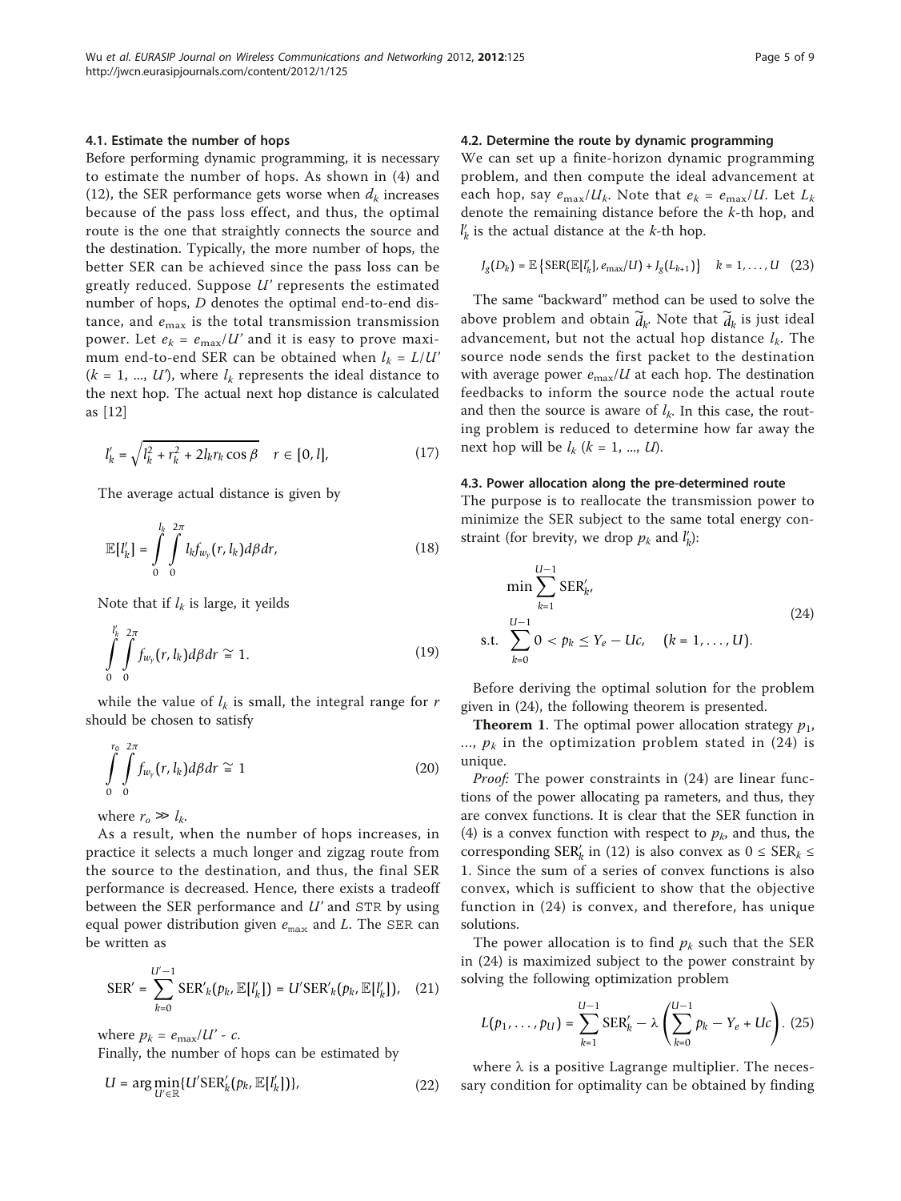### 4.1. Estimate the number of hops

Before performing dynamic programming, it is necessary to estimate the number of hops. As shown in (4) and (12), the SER performance gets worse when $d_k$ increases because of the pass loss effect, and thus, the optimal route is the one that straightly connects the source and the destination. Typically, the more number of hops, the better SER can be achieved since the pass loss can be greatly reduced. Suppose $U'$ represents the estimated number of hops, $D$ denotes the optimal end-to-end distance, and $e_{\max}$ is the total transmission transmission power. Let $e_k = e_{\max}/U'$ and it is easy to prove maximum end-to-end SER can be obtained when $l_k = L/U'$ ($k = 1, ..., U'$), where $l_k$ represents the ideal distance to the next hop. The actual next hop distance is calculated as [12]

$$l'_k = \sqrt{l_k^2 + r_k^2 + 2l_k r_k \cos\beta} \quad r \in [0, l], \tag{17}$$

The average actual distance is given by

$$\mathbb{E}[l'_k] = \int_0^{l_k}\int_0^{2\pi} l_k f_{w_y}(r, l_k) d\beta dr, \tag{18}$$

Note that if $l_k$ is large, it yeilds

$$\int_0^{l'_k}\int_0^{2\pi} f_{w_y}(r, l_k) d\beta dr \cong 1. \tag{19}$$

while the value of $l_k$ is small, the integral range for $r$ should be chosen to satisfy

$$\int_0^{r_0}\int_0^{2\pi} f_{w_y}(r, l_k) d\beta dr \cong 1 \tag{20}$$

where $r_o \gg l_k$.

As a result, when the number of hops increases, in practice it selects a much longer and zigzag route from the source to the destination, and thus, the final SER performance is decreased. Hence, there exists a tradeoff between the SER performance and $U'$ and STR by using equal power distribution given $e_{\max}$ and $L$. The SER can be written as

$$\text{SER}' = \sum_{k=0}^{U'-1} \text{SER}'_k(p_k, \mathbb{E}[l'_k]) = U'\text{SER}'_k(p_k, \mathbb{E}[l'_k]), \tag{21}$$

where $p_k = e_{\max}/U' - c$.

Finally, the number of hops can be estimated by

$$U = \arg\min_{U' \in \mathbb{R}} \{U'\text{SER}'_k(p_k, \mathbb{E}[l'_k])\}, \tag{22}$$

### 4.2. Determine the route by dynamic programming

We can set up a finite-horizon dynamic programming problem, and then compute the ideal advancement at each hop, say $e_{\max}/U_k$. Note that $e_k = e_{\max}/U$. Let $L_k$ denote the remaining distance before the $k$-th hop, and $l'_k$ is the actual distance at the $k$-th hop.

$$J_g(D_k) = \mathbb{E}\left\{\text{SER}(\mathbb{E}[l'_k], e_{\max}/U) + J_g(L_{k+1})\right\} \quad k = 1, \ldots, U \tag{23}$$

The same "backward" method can be used to solve the above problem and obtain $\widetilde{d}_k$. Note that $\widetilde{d}_k$ is just ideal advancement, but not the actual hop distance $l_k$. The source node sends the first packet to the destination with average power $e_{\max}/U$ at each hop. The destination feedbacks to inform the source node the actual route and then the source is aware of $l_k$. In this case, the routing problem is reduced to determine how far away the next hop will be $l_k$ ($k = 1, ..., U$).

### 4.3. Power allocation along the pre-determined route

The purpose is to reallocate the transmission power to minimize the SER subject to the same total energy constraint (for brevity, we drop $p_k$ and $l'_k$):

$$\begin{aligned} &\min \sum_{k=1}^{U-1} \text{SER}'_k, \\ &\text{s.t.} \sum_{k=0}^{U-1} 0 < p_k \le Y_e - Uc, \quad (k = 1, \ldots, U). \end{aligned} \tag{24}$$

Before deriving the optimal solution for the problem given in (24), the following theorem is presented.

**Theorem 1**. The optimal power allocation strategy $p_1$, ..., $p_k$ in the optimization problem stated in (24) is unique.

*Proof:* The power constraints in (24) are linear functions of the power allocating pa rameters, and thus, they are convex functions. It is clear that the SER function in (4) is a convex function with respect to $p_k$, and thus, the corresponding $\text{SER}'_k$ in (12) is also convex as $0 \le \text{SER}_k \le 1$. Since the sum of a series of convex functions is also convex, which is sufficient to show that the objective function in (24) is convex, and therefore, has unique solutions.

The power allocation is to find $p_k$ such that the SER in (24) is maximized subject to the power constraint by solving the following optimization problem

$$L(p_1, \ldots, p_U) = \sum_{k=1}^{U-1} \text{SER}'_k - \lambda\left(\sum_{k=0}^{U-1} p_k - Y_e + Uc\right). \tag{25}$$

where $\lambda$ is a positive Lagrange multiplier. The necessary condition for optimality can be obtained by finding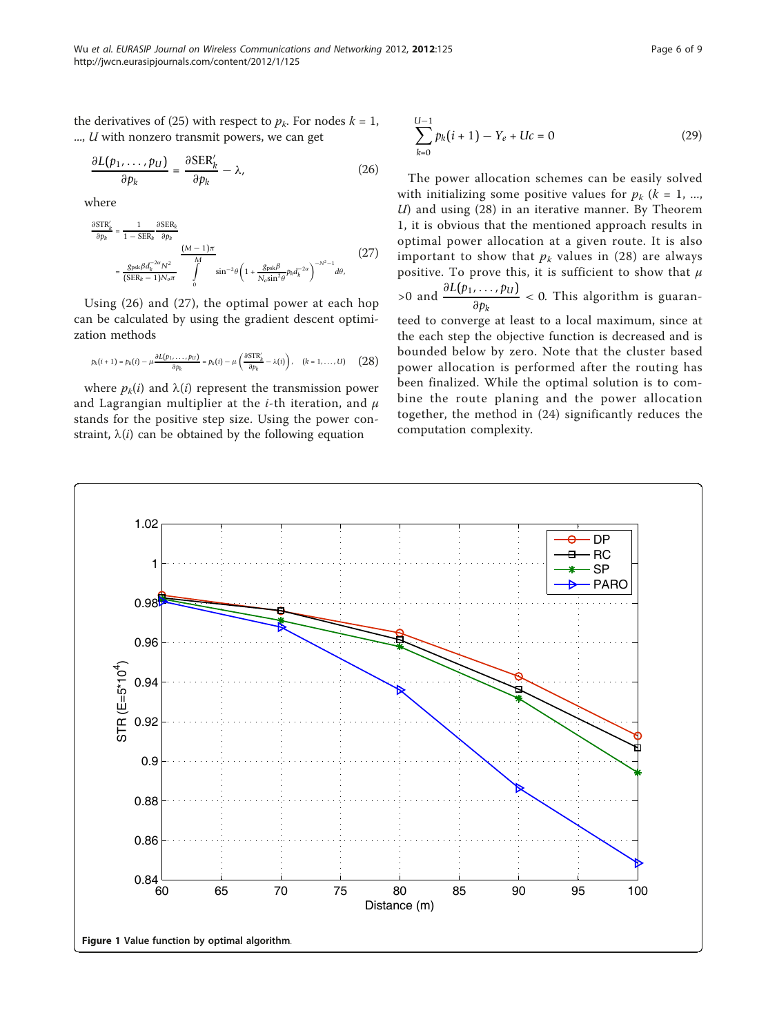the derivatives of (25) with respect to $p_k$. For nodes $k = 1, ..., U$ with nonzero transmit powers, we can get

$$\frac{\partial L(p_1, \dots, p_U)}{\partial p_k} = \frac{\partial \text{SER}'_k}{\partial p_k} - \lambda, \tag{26}$$

where

$$\begin{aligned}\frac{\partial \text{STR}'_k}{\partial p_k} &= \frac{1}{1 - \text{SER}_k}\frac{\partial \text{SER}_k}{\partial p_k} \\ &= \frac{g_{\text{psk}}\beta d_k^{-2\alpha} N^2}{(\text{SER}_k - 1)N_o\pi}\int_0^{\frac{(M-1)\pi}{M}} \sin^{-2}\theta\left(1 + \frac{g_{\text{psk}}\beta}{N_o \sin^2\theta} p_k d_k^{-2\alpha}\right)^{-N^2-1} d\theta,\end{aligned} \tag{27}$$

Using (26) and (27), the optimal power at each hop can be calculated by using the gradient descent optimization methods

$$p_k(i+1) = p_k(i) - \mu\frac{\partial L(p_1, \dots, p_U)}{\partial p_k} = p_k(i) - \mu\left(\frac{\partial \text{STR}'_k}{\partial p_k} - \lambda(i)\right), \quad (k = 1, \dots, U) \tag{28}$$

where $p_k(i)$ and $\lambda(i)$ represent the transmission power and Lagrangian multiplier at the $i$-th iteration, and $\mu$ stands for the positive step size. Using the power constraint, $\lambda(i)$ can be obtained by the following equation

$$\sum_{k=0}^{U-1} p_k(i+1) - Y_e + Uc = 0 \tag{29}$$

The power allocation schemes can be easily solved with initializing some positive values for $p_k$ ($k = 1, ..., U$) and using (28) in an iterative manner. By Theorem 1, it is obvious that the mentioned approach results in optimal power allocation at a given route. It is also important to show that $p_k$ values in (28) are always positive. To prove this, it is sufficient to show that $\mu > 0$ and $\frac{\partial L(p_1, \dots, p_U)}{\partial p_k} < 0$. This algorithm is guaranteed to converge at least to a local maximum, since at the each step the objective function is decreased and is bounded below by zero. Note that the cluster based power allocation is performed after the routing has been finalized. While the optimal solution is to combine the route planing and the power allocation together, the method in (24) significantly reduces the computation complexity.

**Figure 1 Value function by optimal algorithm**.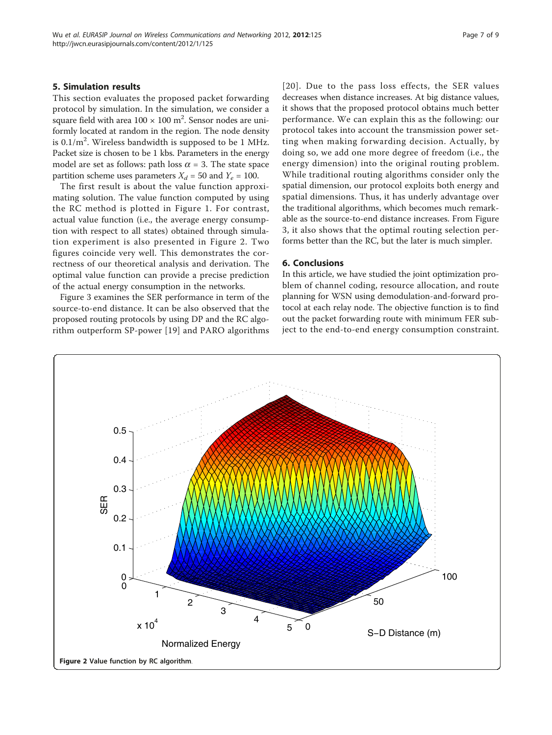## 5. Simulation results

This section evaluates the proposed packet forwarding protocol by simulation. In the simulation, we consider a square field with area $100 \times 100$ m$^2$. Sensor nodes are uniformly located at random in the region. The node density is $0.1/\text{m}^2$. Wireless bandwidth is supposed to be 1 MHz. Packet size is chosen to be 1 kbs. Parameters in the energy model are set as follows: path loss $\alpha = 3$. The state space partition scheme uses parameters $X_d = 50$ and $Y_e = 100$.

The first result is about the value function approximating solution. The value function computed by using the RC method is plotted in Figure 1. For contrast, actual value function (i.e., the average energy consumption with respect to all states) obtained through simulation experiment is also presented in Figure 2. Two figures coincide very well. This demonstrates the correctness of our theoretical analysis and derivation. The optimal value function can provide a precise prediction of the actual energy consumption in the networks.

Figure 3 examines the SER performance in term of the source-to-end distance. It can be also observed that the proposed routing protocols by using DP and the RC algorithm outperform SP-power [19] and PARO algorithms [20]. Due to the pass loss effects, the SER values decreases when distance increases. At big distance values, it shows that the proposed protocol obtains much better performance. We can explain this as the following: our protocol takes into account the transmission power setting when making forwarding decision. Actually, by doing so, we add one more degree of freedom (i.e., the energy dimension) into the original routing problem. While traditional routing algorithms consider only the spatial dimension, our protocol exploits both energy and spatial dimensions. Thus, it has underly advantage over the traditional algorithms, which becomes much remarkable as the source-to-end distance increases. From Figure 3, it also shows that the optimal routing selection performs better than the RC, but the later is much simpler.

## 6. Conclusions

In this article, we have studied the joint optimization problem of channel coding, resource allocation, and route planning for WSN using demodulation-and-forward protocol at each relay node. The objective function is to find out the packet forwarding route with minimum FER subject to the end-to-end energy consumption constraint.

**Figure 2** Value function by RC algorithm.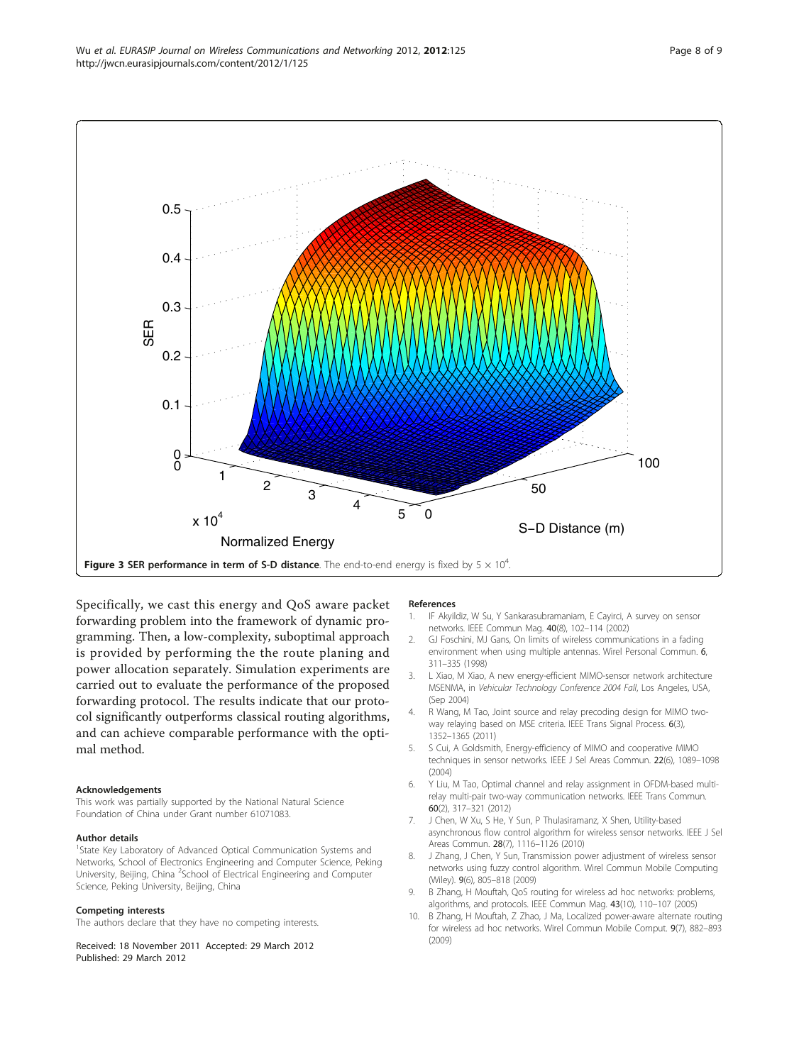**Figure 3 SER performance in term of S-D distance**. The end-to-end energy is fixed by $5 \times 10^4$.

Specifically, we cast this energy and QoS aware packet forwarding problem into the framework of dynamic programming. Then, a low-complexity, suboptimal approach is provided by performing the the route planing and power allocation separately. Simulation experiments are carried out to evaluate the performance of the proposed forwarding protocol. The results indicate that our protocol significantly outperforms classical routing algorithms, and can achieve comparable performance with the optimal method.

#### Acknowledgements

This work was partially supported by the National Natural Science Foundation of China under Grant number 61071083.

#### Author details

[1]State Key Laboratory of Advanced Optical Communication Systems and Networks, School of Electronics Engineering and Computer Science, Peking University, Beijing, China [2]School of Electrical Engineering and Computer Science, Peking University, Beijing, China

#### Competing interests

The authors declare that they have no competing interests.

Received: 18 November 2011 Accepted: 29 March 2012
Published: 29 March 2012

#### References

1. IF Akyildiz, W Su, Y Sankarasubramaniam, E Cayirci, A survey on sensor networks. IEEE Commun Mag. **40**(8), 102–114 (2002)
2. GJ Foschini, MJ Gans, On limits of wireless communications in a fading environment when using multiple antennas. Wirel Personal Commun. **6**, 311–335 (1998)
3. L Xiao, M Xiao, A new energy-efficient MIMO-sensor network architecture MSENMA, in *Vehicular Technology Conference 2004 Fall*, Los Angeles, USA, (Sep 2004)
4. R Wang, M Tao, Joint source and relay precoding design for MIMO two-way relaying based on MSE criteria. IEEE Trans Signal Process. **6**(3), 1352–1365 (2011)
5. S Cui, A Goldsmith, Energy-efficiency of MIMO and cooperative MIMO techniques in sensor networks. IEEE J Sel Areas Commun. **22**(6), 1089–1098 (2004)
6. Y Liu, M Tao, Optimal channel and relay assignment in OFDM-based multi-relay multi-pair two-way communication networks. IEEE Trans Commun. **60**(2), 317–321 (2012)
7. J Chen, W Xu, S He, Y Sun, P Thulasiramanz, X Shen, Utility-based asynchronous flow control algorithm for wireless sensor networks. IEEE J Sel Areas Commun. **28**(7), 1116–1126 (2010)
8. J Zhang, J Chen, Y Sun, Transmission power adjustment of wireless sensor networks using fuzzy control algorithm. Wirel Commun Mobile Computing (Wiley). **9**(6), 805–818 (2009)
9. B Zhang, H Mouftah, QoS routing for wireless ad hoc networks: problems, algorithms, and protocols. IEEE Commun Mag. **43**(10), 110–107 (2005)
10. B Zhang, H Mouftah, Z Zhao, J Ma, Localized power-aware alternate routing for wireless ad hoc networks. Wirel Commun Mobile Comput. **9**(7), 882–893 (2009)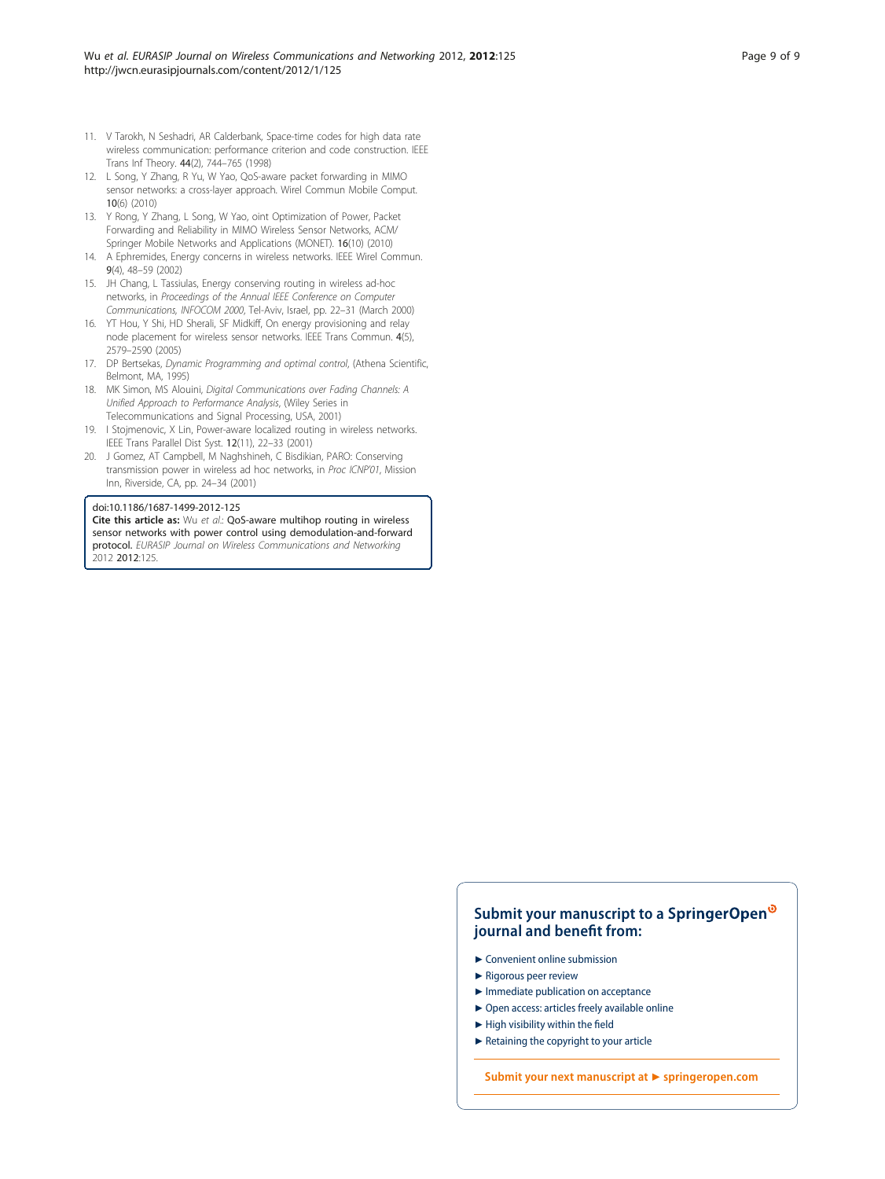11. V Tarokh, N Seshadri, AR Calderbank, Space-time codes for high data rate wireless communication: performance criterion and code construction. IEEE Trans Inf Theory. **44**(2), 744–765 (1998)
12. L Song, Y Zhang, R Yu, W Yao, QoS-aware packet forwarding in MIMO sensor networks: a cross-layer approach. Wirel Commun Mobile Comput. **10**(6) (2010)
13. Y Rong, Y Zhang, L Song, W Yao, oint Optimization of Power, Packet Forwarding and Reliability in MIMO Wireless Sensor Networks, ACM/ Springer Mobile Networks and Applications (MONET). **16**(10) (2010)
14. A Ephremides, Energy concerns in wireless networks. IEEE Wirel Commun. **9**(4), 48–59 (2002)
15. JH Chang, L Tassiulas, Energy conserving routing in wireless ad-hoc networks, in *Proceedings of the Annual IEEE Conference on Computer Communications, INFOCOM 2000*, Tel-Aviv, Israel, pp. 22–31 (March 2000)
16. YT Hou, Y Shi, HD Sherali, SF Midkiff, On energy provisioning and relay node placement for wireless sensor networks. IEEE Trans Commun. **4**(5), 2579–2590 (2005)
17. DP Bertsekas, *Dynamic Programming and optimal control*, (Athena Scientific, Belmont, MA, 1995)
18. MK Simon, MS Alouini, *Digital Communications over Fading Channels: A Unified Approach to Performance Analysis*, (Wiley Series in Telecommunications and Signal Processing, USA, 2001)
19. I Stojmenovic, X Lin, Power-aware localized routing in wireless networks. IEEE Trans Parallel Dist Syst. **12**(11), 22–33 (2001)
20. J Gomez, AT Campbell, M Naghshineh, C Bisdikian, PARO: Conserving transmission power in wireless ad hoc networks, in *Proc ICNP'01*, Mission Inn, Riverside, CA, pp. 24–34 (2001)

doi:10.1186/1687-1499-2012-125

**Cite this article as:** Wu *et al.*: **QoS-aware multihop routing in wireless sensor networks with power control using demodulation-and-forward protocol.** *EURASIP Journal on Wireless Communications and Networking* 2012 **2012**:125.

**Submit your manuscript to a SpringerOpen journal and benefit from:**

- ► Convenient online submission
- ► Rigorous peer review
- ► Immediate publication on acceptance
- ► Open access: articles freely available online
- ► High visibility within the field
- ► Retaining the copyright to your article

**Submit your next manuscript at ► springeropen.com**